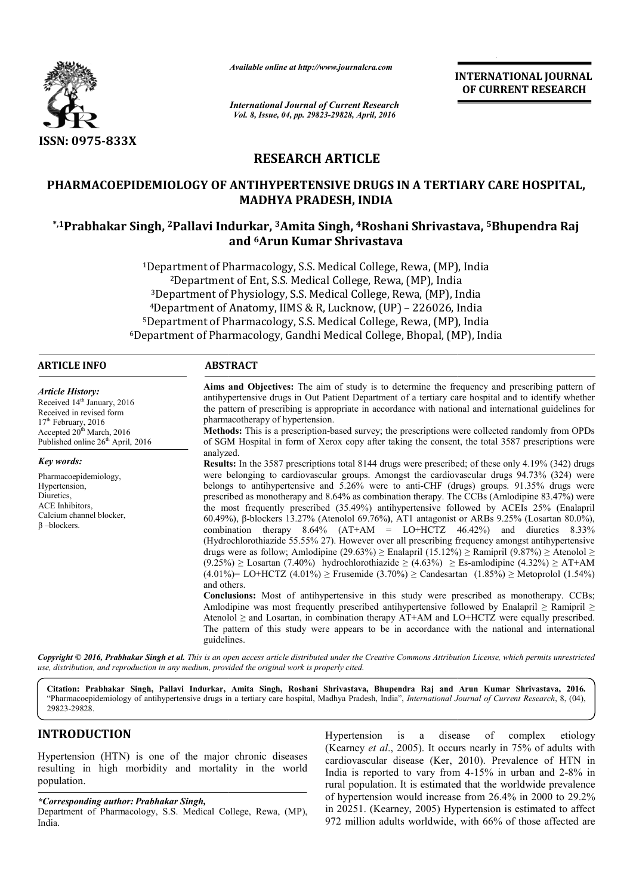ISSN: 0975-833X

*Available online at http://www.journalcra.com*

*International Journal of Current Research*

**INTERNATIONAL JOURNAL OF CURRENT RESEARCH**

## RESEARCH ARTICLE

# PHARMACOEPIDEMIOLOGY OF ANTIHYPERTENSIVE DRUGS IN A TERTIARY CARE HOSPITAL, MADHYA PRADESH, INDIA

**[*,1]Prabhakar Singh, [2]Pallavi Indurkar, [3]Amita Singh, [4]Roshani Shrivastava, [5]Bhupendra Raj and [6]Arun Kumar Shrivastava**

[1]Department of Pharmacology, S.S. Medical College, Rewa, (MP), India
[2]Department of Ent, S.S. Medical College, Rewa, (MP), India
[3]Department of Physiology, S.S. Medical College, Rewa, (MP), India
[4]Department of Anatomy, IIMS & R, Lucknow, (UP) – 226026, India
[5]Department of Pharmacology, S.S. Medical College, Rewa, (MP), India
[6]Department of Pharmacology, Gandhi Medical College, Bhopal, (MP), India

### ARTICLE INFO

*Article History:*

Received 14[th] January, 2016
Received in revised form
17[th] February, 2016
Accepted 20[th] March, 2016
Published online 26[th] April, 2016

*Key words:*

Pharmacoepidemiology,
Hypertension,
Diuretics,
ACE Inhibitors,
Calcium channel blocker,
β –blockers.

### ABSTRACT

**Aims and Objectives:** The aim of study is to determine the frequency and prescribing pattern of antihypertensive drugs in Out Patient Department of a tertiary care hospital and to identify whether the pattern of prescribing is appropriate in accordance with national and international guidelines for pharmacotherapy of hypertension.

**Methods:** This is a prescription-based survey; the prescriptions were collected randomly from OPDs of SGM Hospital in form of Xerox copy after taking the consent, the total 3587 prescriptions were analyzed.

**Results:** In the 3587 prescriptions total 8144 drugs were prescribed; of these only 4.19% (342) drugs were belonging to cardiovascular groups. Amongst the cardiovascular drugs 94.73% (324) were belongs to antihypertensive and 5.26% were to anti-CHF (drugs) groups. 91.35% drugs were prescribed as monotherapy and 8.64% as combination therapy. The CCBs (Amlodipine 83.47%) were the most frequently prescribed (35.49%) antihypertensive followed by ACEIs 25% (Enalapril 60.49%), β-blockers 13.27% (Atenolol 69.76%**)**, AT1 antagonist or ARBs 9.25% (Losartan 80.0%), combination therapy 8.64% (AT+AM = LO+HCTZ 46.42%) and diuretics 8.33% (Hydrochlorothiazide 55.55% 27). However over all prescribing frequency amongst antihypertensive drugs were as follow; Amlodipine (29.63%) ≥ Enalapril (15.12%) ≥ Ramipril (9.87%) ≥ Atenolol ≥ (9.25%) ≥ Losartan (7.40%) hydrochlorothiazide ≥ (4.63%) ≥ Es-amlodipine (4.32%) ≥ AT+AM (4.01%)= LO+HCTZ (4.01%) ≥ Frusemide (3.70%) ≥ Candesartan (1.85%) ≥ Metoprolol (1.54%) and others.

**Conclusions:** Most of antihypertensive in this study were prescribed as monotherapy. CCBs; Amlodipine was most frequently prescribed antihypertensive followed by Enalapril ≥ Ramipril ≥ Atenolol ≥ and Losartan, in combination therapy AT+AM and LO+HCTZ were equally prescribed. The pattern of this study were appears to be in accordance with the national and international guidelines.

*Copyright © 2016, Prabhakar Singh et al. This is an open access article distributed under the Creative Commons Attribution License, which permits unrestricted use, distribution, and reproduction in any medium, provided the original work is properly cited.*

**Citation: Prabhakar Singh, Pallavi Indurkar, Amita Singh, Roshani Shrivastava, Bhupendra Raj and Arun Kumar Shrivastava, 2016.** "Pharmacoepidemiology of antihypertensive drugs in a tertiary care hospital, Madhya Pradesh, India", *International Journal of Current Research*, 8, (04), 29823-29828.

## INTRODUCTION

Hypertension (HTN) is one of the major chronic diseases resulting in high morbidity and mortality in the world population. Hypertension is a disease of complex etiology (Kearney *et al*., 2005). It occurs nearly in 75% of adults with cardiovascular disease (Ker, 2010). Prevalence of HTN in India is reported to vary from 4-15% in urban and 2-8% in rural population. It is estimated that the worldwide prevalence of hypertension would increase from 26.4% in 2000 to 29.2% in 20251. (Kearney, 2005) Hypertension is estimated to affect 972 million adults worldwide, with 66% of those affected are

*\*Corresponding author: Prabhakar Singh,*
Department of Pharmacology, S.S. Medical College, Rewa, (MP), India.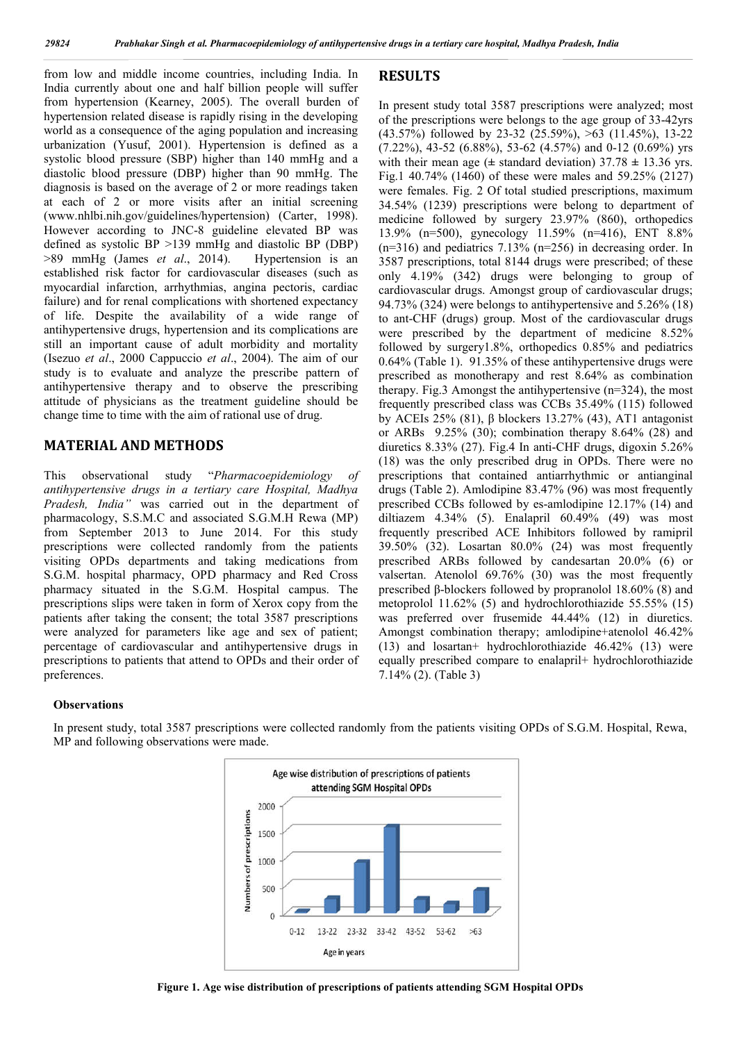from low and middle income countries, including India. In India currently about one and half billion people will suffer from hypertension (Kearney, 2005). The overall burden of hypertension related disease is rapidly rising in the developing world as a consequence of the aging population and increasing urbanization (Yusuf, 2001). Hypertension is defined as a systolic blood pressure (SBP) higher than 140 mmHg and a diastolic blood pressure (DBP) higher than 90 mmHg. The diagnosis is based on the average of 2 or more readings taken at each of 2 or more visits after an initial screening (www.nhlbi.nih.gov/guidelines/hypertension) (Carter, 1998). However according to JNC-8 guideline elevated BP was defined as systolic BP >139 mmHg and diastolic BP (DBP) >89 mmHg (James *et al*., 2014). Hypertension is an established risk factor for cardiovascular diseases (such as myocardial infarction, arrhythmias, angina pectoris, cardiac failure) and for renal complications with shortened expectancy of life. Despite the availability of a wide range of antihypertensive drugs, hypertension and its complications are still an important cause of adult morbidity and mortality (Isezuo *et al*., 2000 Cappuccio *et al*., 2004). The aim of our study is to evaluate and analyze the prescribe pattern of antihypertensive therapy and to observe the prescribing attitude of physicians as the treatment guideline should be change time to time with the aim of rational use of drug.

## MATERIAL AND METHODS

This observational study "*Pharmacoepidemiology of antihypertensive drugs in a tertiary care Hospital, Madhya Pradesh, India"* was carried out in the department of pharmacology, S.S.M.C and associated S.G.M.H Rewa (MP) from September 2013 to June 2014. For this study prescriptions were collected randomly from the patients visiting OPDs departments and taking medications from S.G.M. hospital pharmacy, OPD pharmacy and Red Cross pharmacy situated in the S.G.M. Hospital campus. The prescriptions slips were taken in form of Xerox copy from the patients after taking the consent; the total 3587 prescriptions were analyzed for parameters like age and sex of patient; percentage of cardiovascular and antihypertensive drugs in prescriptions to patients that attend to OPDs and their order of preferences.

## RESULTS

In present study total 3587 prescriptions were analyzed; most of the prescriptions were belongs to the age group of 33-42yrs (43.57%) followed by 23-32 (25.59%), >63 (11.45%), 13-22 (7.22%), 43-52 (6.88%), 53-62 (4.57%) and 0-12 (0.69%) yrs with their mean age (± standard deviation) 37.78 ± 13.36 yrs. Fig.1 40.74% (1460) of these were males and 59.25% (2127) were females. Fig. 2 Of total studied prescriptions, maximum 34.54% (1239) prescriptions were belong to department of medicine followed by surgery 23.97% (860), orthopedics 13.9% (n=500), gynecology 11.59% (n=416), ENT 8.8% (n=316) and pediatrics 7.13% (n=256) in decreasing order. In 3587 prescriptions, total 8144 drugs were prescribed; of these only 4.19% (342) drugs were belonging to group of cardiovascular drugs. Amongst group of cardiovascular drugs; 94.73% (324) were belongs to antihypertensive and 5.26% (18) to ant-CHF (drugs) group. Most of the cardiovascular drugs were prescribed by the department of medicine 8.52% followed by surgery1.8%, orthopedics 0.85% and pediatrics 0.64% (Table 1). 91.35% of these antihypertensive drugs were prescribed as monotherapy and rest 8.64% as combination therapy. Fig.3 Amongst the antihypertensive (n=324), the most frequently prescribed class was CCBs 35.49% (115) followed by ACEIs 25% (81), β blockers 13.27% (43), AT1 antagonist or ARBs 9.25% (30); combination therapy 8.64% (28) and diuretics 8.33% (27). Fig.4 In anti-CHF drugs, digoxin 5.26% (18) was the only prescribed drug in OPDs. There were no prescriptions that contained antiarrhythmic or antianginal drugs (Table 2). Amlodipine 83.47% (96) was most frequently prescribed CCBs followed by es-amlodipine 12.17% (14) and diltiazem 4.34% (5). Enalapril 60.49% (49) was most frequently prescribed ACE Inhibitors followed by ramipril 39.50% (32). Losartan 80.0% (24) was most frequently prescribed ARBs followed by candesartan 20.0% (6) or valsertan. Atenolol 69.76% (30) was the most frequently prescribed β-blockers followed by propranolol 18.60% (8) and metoprolol 11.62% (5) and hydrochlorothiazide 55.55% (15) was preferred over frusemide 44.44% (12) in diuretics. Amongst combination therapy; amlodipine+atenolol 46.42% (13) and losartan+ hydrochlorothiazide 46.42% (13) were equally prescribed compare to enalapril+ hydrochlorothiazide 7.14% (2). (Table 3)

### Observations

In present study, total 3587 prescriptions were collected randomly from the patients visiting OPDs of S.G.M. Hospital, Rewa, MP and following observations were made.

**Figure 1. Age wise distribution of prescriptions of patients attending SGM Hospital OPDs**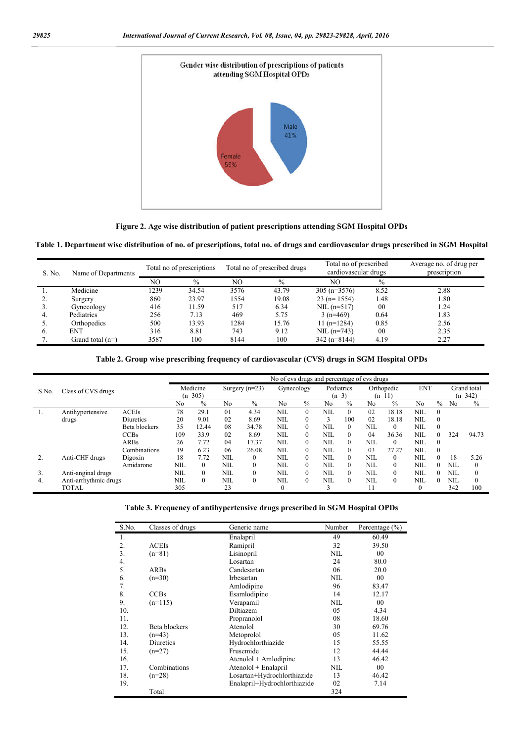Gender wise distribution of prescriptions of patients attending SGM Hospital OPDs

Male 41%

Female 59%

**Figure 2. Age wise distribution of patient prescriptions attending SGM Hospital OPDs**

**Table 1. Department wise distribution of no. of prescriptions, total no. of drugs and cardiovascular drugs prescribed in SGM Hospital**

| S. No. | Name of Departments | Total no of prescriptions | | Total no of prescribed drugs | | Total no of prescribed cardiovascular drugs | | Average no. of drug per prescription |
|---|---|---|---|---|---|---|---|---|
| | | NO | % | NO | % | NO | % | |
| 1. | Medicine | 1239 | 34.54 | 3576 | 43.79 | 305 (n=3576) | 8.52 | 2.88 |
| 2. | Surgery | 860 | 23.97 | 1554 | 19.08 | 23 (n= 1554) | 1.48 | 1.80 |
| 3. | Gynecology | 416 | 11.59 | 517 | 6.34 | NIL (n=517) | 00 | 1.24 |
| 4. | Pediatrics | 256 | 7.13 | 469 | 5.75 | 3 (n=469) | 0.64 | 1.83 |
| 5. | Orthopedics | 500 | 13.93 | 1284 | 15.76 | 11 (n=1284) | 0.85 | 2.56 |
| 6. | ENT | 316 | 8.81 | 743 | 9.12 | NIL (n=743) | 00 | 2.35 |
| 7. | Grand total (n=) | 3587 | 100 | 8144 | 100 | 342 (n=8144) | 4.19 | 2.27 |

**Table 2. Group wise prescribing frequency of cardiovascular (CVS) drugs in SGM Hospital OPDs**

| S.No. | Class of CVS drugs | | No of cvs drugs and percentage of cvs drugs | | | | | | | | | | | | | |
|---|---|---|---|---|---|---|---|---|---|---|---|---|---|---|---|---|
| | | | Medicine (n=305) | | Surgery (n=23) | | Gynecology | | Pediatrics (n=3) | | Orthopedic (n=11) | | ENT | | Grand total (n=342) | |
| | | | No | % | No | % | No | % | No | % | No | % | No | % | No | % |
| 1. | Antihypertensive drugs | ACEIs | 78 | 29.1 | 01 | 4.34 | NIL | 0 | NIL | 0 | 02 | 18.18 | NIL | 0 | | |
| | | Diuretics | 20 | 9.01 | 02 | 8.69 | NIL | 0 | 3 | 100 | 02 | 18.18 | NIL | 0 | | |
| | | Beta blockers | 35 | 12.44 | 08 | 34.78 | NIL | 0 | NIL | 0 | NIL | 0 | NIL | 0 | | |
| | | CCBs | 109 | 33.9 | 02 | 8.69 | NIL | 0 | NIL | 0 | 04 | 36.36 | NIL | 0 | 324 | 94.73 |
| | | ARBs | 26 | 7.72 | 04 | 17.37 | NIL | 0 | NIL | 0 | NIL | 0 | NIL | 0 | | |
| | | Combinations | 19 | 6.23 | 06 | 26.08 | NIL | 0 | NIL | 0 | 03 | 27.27 | NIL | 0 | | |
| 2. | Anti-CHF drugs | Digoxin | 18 | 7.72 | NIL | 0 | NIL | 0 | NIL | 0 | NIL | 0 | NIL | 0 | 18 | 5.26 |
| | | Amidarone | NIL | 0 | NIL | 0 | NIL | 0 | NIL | 0 | NIL | 0 | NIL | 0 | NIL | 0 |
| 3. | Anti-anginal drugs | | NIL | 0 | NIL | 0 | NIL | 0 | NIL | 0 | NIL | 0 | NIL | 0 | NIL | 0 |
| 4. | Anti-arrhythmic drugs | | NIL | 0 | NIL | 0 | NIL | 0 | NIL | 0 | NIL | 0 | NIL | 0 | NIL | 0 |
| | TOTAL | | 305 | | 23 | | 0 | | 3 | | 11 | | 0 | | 342 | 100 |

**Table 3. Frequency of antihypertensive drugs prescribed in SGM Hospital OPDs**

| S.No. | Classes of drugs | Generic name | Number | Percentage (%) |
|---|---|---|---|---|
| 1. | | Enalapril | 49 | 60.49 |
| 2. | ACEIs | Ramipril | 32 | 39.50 |
| 3. | (n=81) | Lisinopril | NIL | 00 |
| 4. | | Losartan | 24 | 80.0 |
| 5. | ARBs | Candesartan | 06 | 20.0 |
| 6. | (n=30) | Irbesartan | NIL | 00 |
| 7. | | Amlodipine | 96 | 83.47 |
| 8. | CCBs | Esamlodipine | 14 | 12.17 |
| 9. | (n=115) | Verapamil | NIL | 00 |
| 10. | | Diltiazem | 05 | 4.34 |
| 11. | | Propranolol | 08 | 18.60 |
| 12. | Beta blockers | Atenolol | 30 | 69.76 |
| 13. | (n=43) | Metoprolol | 05 | 11.62 |
| 14. | Diuretics | Hydrochlorthiazide | 15 | 55.55 |
| 15. | (n=27) | Frusemide | 12 | 44.44 |
| 16. | | Atenolol + Amlodipine | 13 | 46.42 |
| 17. | Combinations | Atenolol + Enalapril | NIL | 00 |
| 18. | (n=28) | Losartan+Hydrochlorthiazide | 13 | 46.42 |
| 19. | | Enalapril+Hydrochlorthiazide | 02 | 7.14 |
| | Total | | 324 | |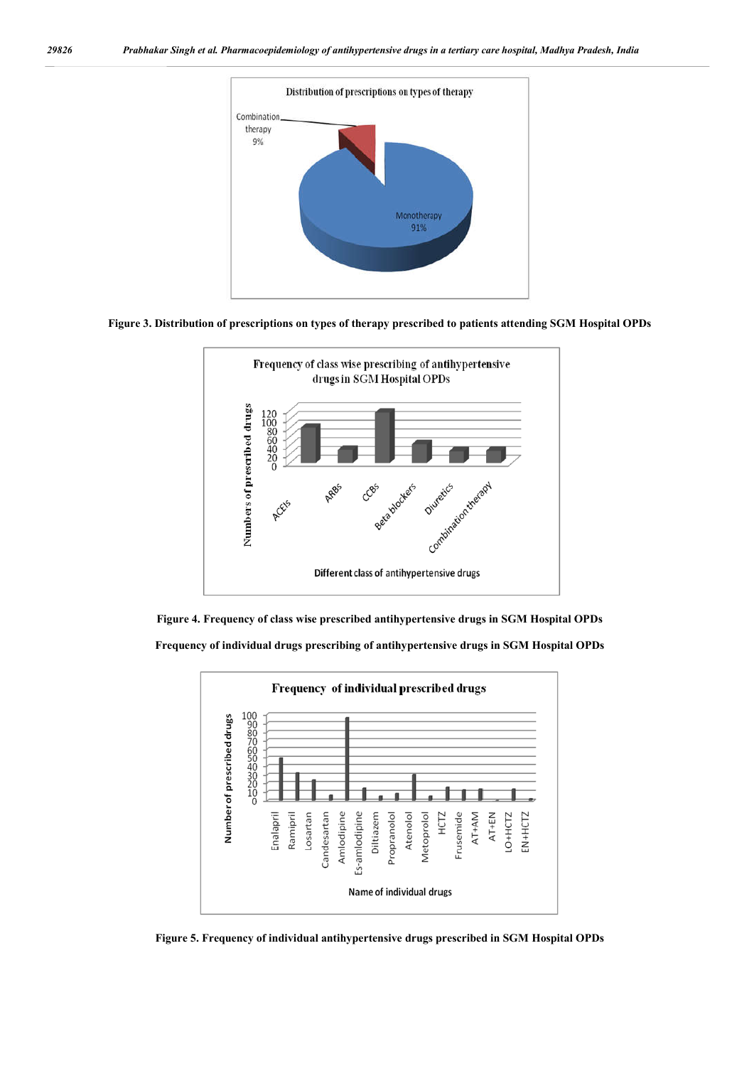Figure 3. Distribution of prescriptions on types of therapy prescribed to patients attending SGM Hospital OPDs

Figure 4. Frequency of class wise prescribed antihypertensive drugs in SGM Hospital OPDs

Frequency of individual drugs prescribing of antihypertensive drugs in SGM Hospital OPDs

Figure 5. Frequency of individual antihypertensive drugs prescribed in SGM Hospital OPDs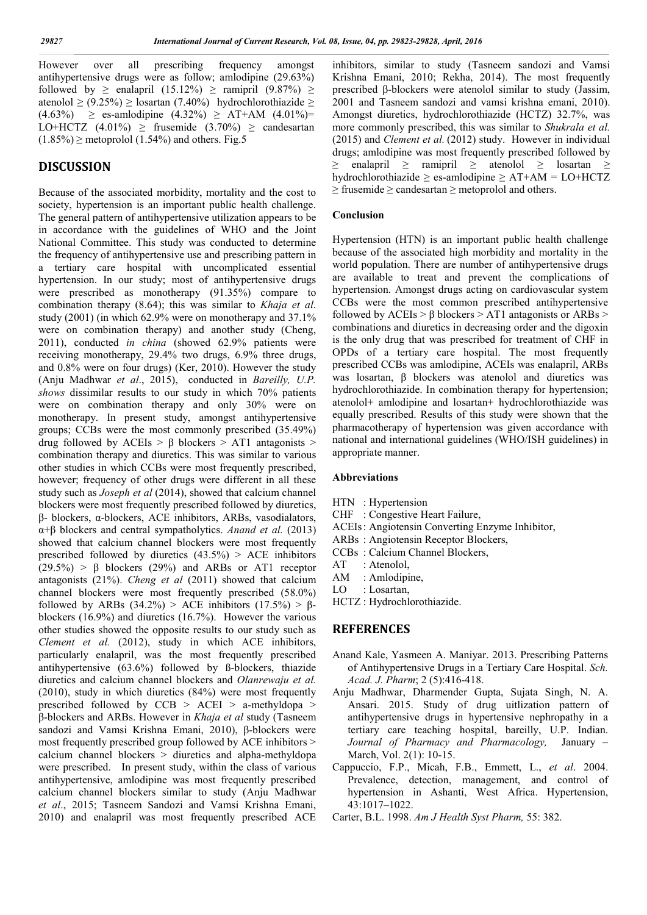However over all prescribing frequency amongst antihypertensive drugs were as follow; amlodipine (29.63%) followed by ≥ enalapril (15.12%) ≥ ramipril (9.87%) ≥ atenolol ≥ (9.25%) ≥ losartan (7.40%) hydrochlorothiazide ≥ (4.63%) ≥ es-amlodipine (4.32%) ≥ AT+AM (4.01%)= LO+HCTZ (4.01%) ≥ frusemide (3.70%) ≥ candesartan (1.85%) ≥ metoprolol (1.54%) and others. Fig.5

## DISCUSSION

Because of the associated morbidity, mortality and the cost to society, hypertension is an important public health challenge. The general pattern of antihypertensive utilization appears to be in accordance with the guidelines of WHO and the Joint National Committee. This study was conducted to determine the frequency of antihypertensive use and prescribing pattern in a tertiary care hospital with uncomplicated essential hypertension. In our study; most of antihypertensive drugs were prescribed as monotherapy (91.35%) compare to combination therapy (8.64); this was similar to *Khaja et al*. study (2001) (in which 62.9% were on monotherapy and 37.1% were on combination therapy) and another study (Cheng, 2011), conducted *in china* (showed 62.9% patients were receiving monotherapy, 29.4% two drugs, 6.9% three drugs, and 0.8% were on four drugs) (Ker, 2010). However the study (Anju Madhwar *et al*., 2015), conducted in *Bareilly, U.P. shows* dissimilar results to our study in which 70% patients were on combination therapy and only 30% were on monotherapy. In present study, amongst antihypertensive groups; CCBs were the most commonly prescribed (35.49%) drug followed by ACEIs > β blockers > AT1 antagonists > combination therapy and diuretics. This was similar to various other studies in which CCBs were most frequently prescribed, however; frequency of other drugs were different in all these study such as *Joseph et al* (2014), showed that calcium channel blockers were most frequently prescribed followed by diuretics, β- blockers, α-blockers, ACE inhibitors, ARBs, vasodialators, α+β blockers and central sympatholytics. *Anand et al.* (2013) showed that calcium channel blockers were most frequently prescribed followed by diuretics (43.5%) > ACE inhibitors (29.5%) > β blockers (29%) and ARBs or AT1 receptor antagonists (21%). *Cheng et al* (2011) showed that calcium channel blockers were most frequently prescribed (58.0%) followed by ARBs (34.2%) > ACE inhibitors (17.5%) > β-blockers (16.9%) and diuretics (16.7%). However the various other studies showed the opposite results to our study such as *Clement et al.* (2012), study in which ACE inhibitors, particularly enalapril, was the most frequently prescribed antihypertensive (63.6%) followed by ß-blockers, thiazide diuretics and calcium channel blockers and *Olanrewaju et al.* (2010), study in which diuretics (84%) were most frequently prescribed followed by CCB > ACEI > a-methyldopa > β-blockers and ARBs. However in *Khaja et al* study (Tasneem sandozi and Vamsi Krishna Emani, 2010), β-blockers were most frequently prescribed group followed by ACE inhibitors > calcium channel blockers > diuretics and alpha-methyldopa were prescribed. In present study, within the class of various antihypertensive, amlodipine was most frequently prescribed calcium channel blockers similar to study (Anju Madhwar *et al*., 2015; Tasneem Sandozi and Vamsi Krishna Emani, 2010) and enalapril was most frequently prescribed ACE inhibitors, similar to study (Tasneem sandozi and Vamsi Krishna Emani, 2010; Rekha, 2014). The most frequently prescribed β-blockers were atenolol similar to study (Jassim, 2001 and Tasneem sandozi and vamsi krishna emani, 2010). Amongst diuretics, hydrochlorothiazide (HCTZ) 32.7%, was more commonly prescribed, this was similar to *Shukrala et al.* (2015) and *Clement et al.* (2012) study. However in individual drugs; amlodipine was most frequently prescribed followed by ≥ enalapril ≥ ramipril ≥ atenolol ≥ losartan ≥ hydrochlorothiazide ≥ es-amlodipine ≥ AT+AM = LO+HCTZ ≥ frusemide ≥ candesartan ≥ metoprolol and others.

### Conclusion

Hypertension (HTN) is an important public health challenge because of the associated high morbidity and mortality in the world population. There are number of antihypertensive drugs are available to treat and prevent the complications of hypertension. Amongst drugs acting on cardiovascular system CCBs were the most common prescribed antihypertensive followed by ACEIs > β blockers > AT1 antagonists or ARBs > combinations and diuretics in decreasing order and the digoxin is the only drug that was prescribed for treatment of CHF in OPDs of a tertiary care hospital. The most frequently prescribed CCBs was amlodipine, ACEIs was enalapril, ARBs was losartan, β blockers was atenolol and diuretics was hydrochlorothiazide. In combination therapy for hypertension; atenolol+ amlodipine and losartan+ hydrochlorothiazide was equally prescribed. Results of this study were shown that the pharmacotherapy of hypertension was given accordance with national and international guidelines (WHO/ISH guidelines) in appropriate manner.

### Abbreviations

- HTN : Hypertension
- CHF : Congestive Heart Failure,
- ACEIs : Angiotensin Converting Enzyme Inhibitor,
- ARBs : Angiotensin Receptor Blockers,
- CCBs : Calcium Channel Blockers,
- AT : Atenolol,
- AM : Amlodipine,
- LO : Losartan,
- HCTZ : Hydrochlorothiazide.

## REFERENCES

Anand Kale, Yasmeen A. Maniyar. 2013. Prescribing Patterns of Antihypertensive Drugs in a Tertiary Care Hospital. *Sch. Acad. J. Pharm*; 2 (5):416-418.

Anju Madhwar, Dharmender Gupta, Sujata Singh, N. A. Ansari. 2015. Study of drug uitlization pattern of antihypertensive drugs in hypertensive nephropathy in a tertiary care teaching hospital, bareilly, U.P. Indian. *Journal of Pharmacy and Pharmacology,* January – March, Vol. 2(1): 10-15.

Cappuccio, F.P., Micah, F.B., Emmett, L., *et al*. 2004. Prevalence, detection, management, and control of hypertension in Ashanti, West Africa. Hypertension, 43:1017–1022.

Carter, B.L. 1998. *Am J Health Syst Pharm,* 55: 382.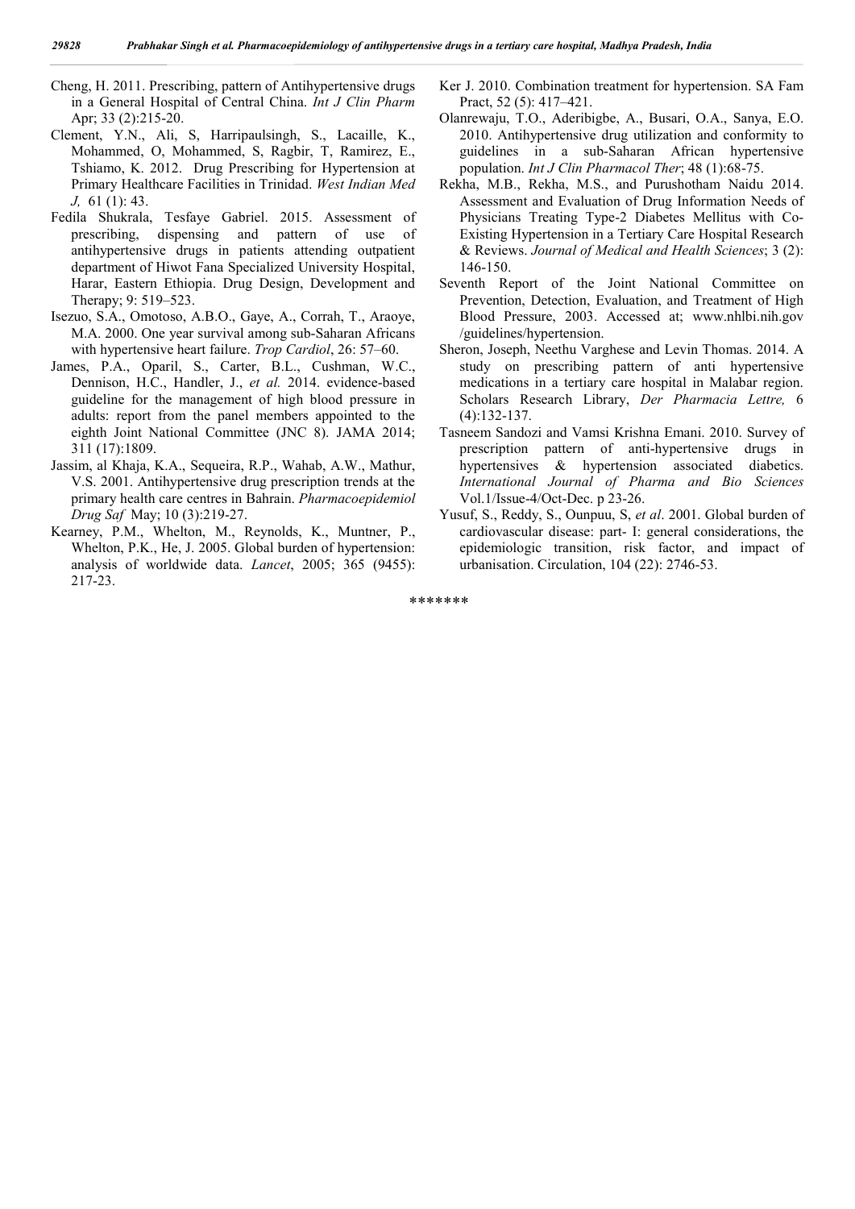Cheng, H. 2011. Prescribing, pattern of Antihypertensive drugs in a General Hospital of Central China. *Int J Clin Pharm* Apr; 33 (2):215-20.

Clement, Y.N., Ali, S, Harripaulsingh, S., Lacaille, K., Mohammed, O, Mohammed, S, Ragbir, T, Ramirez, E., Tshiamo, K. 2012. Drug Prescribing for Hypertension at Primary Healthcare Facilities in Trinidad. *West Indian Med J,* 61 (1): 43.

Fedila Shukrala, Tesfaye Gabriel. 2015. Assessment of prescribing, dispensing and pattern of use of antihypertensive drugs in patients attending outpatient department of Hiwot Fana Specialized University Hospital, Harar, Eastern Ethiopia. Drug Design, Development and Therapy; 9: 519–523.

Isezuo, S.A., Omotoso, A.B.O., Gaye, A., Corrah, T., Araoye, M.A. 2000. One year survival among sub-Saharan Africans with hypertensive heart failure. *Trop Cardiol*, 26: 57–60.

James, P.A., Oparil, S., Carter, B.L., Cushman, W.C., Dennison, H.C., Handler, J., *et al.* 2014. evidence-based guideline for the management of high blood pressure in adults: report from the panel members appointed to the eighth Joint National Committee (JNC 8). JAMA 2014; 311 (17):1809.

Jassim, al Khaja, K.A., Sequeira, R.P., Wahab, A.W., Mathur, V.S. 2001. Antihypertensive drug prescription trends at the primary health care centres in Bahrain. *Pharmacoepidemiol Drug Saf* May; 10 (3):219-27.

Kearney, P.M., Whelton, M., Reynolds, K., Muntner, P., Whelton, P.K., He, J. 2005. Global burden of hypertension: analysis of worldwide data. *Lancet*, 2005; 365 (9455): 217-23.

Ker J. 2010. Combination treatment for hypertension. SA Fam Pract, 52 (5): 417–421.

Olanrewaju, T.O., Aderibigbe, A., Busari, O.A., Sanya, E.O. 2010. Antihypertensive drug utilization and conformity to guidelines in a sub-Saharan African hypertensive population. *Int J Clin Pharmacol Ther*; 48 (1):68-75.

Rekha, M.B., Rekha, M.S., and Purushotham Naidu 2014. Assessment and Evaluation of Drug Information Needs of Physicians Treating Type-2 Diabetes Mellitus with Co-Existing Hypertension in a Tertiary Care Hospital Research & Reviews. *Journal of Medical and Health Sciences*; 3 (2): 146-150.

Seventh Report of the Joint National Committee on Prevention, Detection, Evaluation, and Treatment of High Blood Pressure, 2003. Accessed at; www.nhlbi.nih.gov /guidelines/hypertension.

Sheron, Joseph, Neethu Varghese and Levin Thomas. 2014. A study on prescribing pattern of anti hypertensive medications in a tertiary care hospital in Malabar region. Scholars Research Library, *Der Pharmacia Lettre,* 6 (4):132-137.

Tasneem Sandozi and Vamsi Krishna Emani. 2010. Survey of prescription pattern of anti-hypertensive drugs in hypertensives & hypertension associated diabetics. *International Journal of Pharma and Bio Sciences* Vol.1/Issue-4/Oct-Dec. p 23-26.

Yusuf, S., Reddy, S., Ounpuu, S, *et al*. 2001. Global burden of cardiovascular disease: part- I: general considerations, the epidemiologic transition, risk factor, and impact of urbanisation. Circulation, 104 (22): 2746-53.

\*\*\*\*\*\*\*